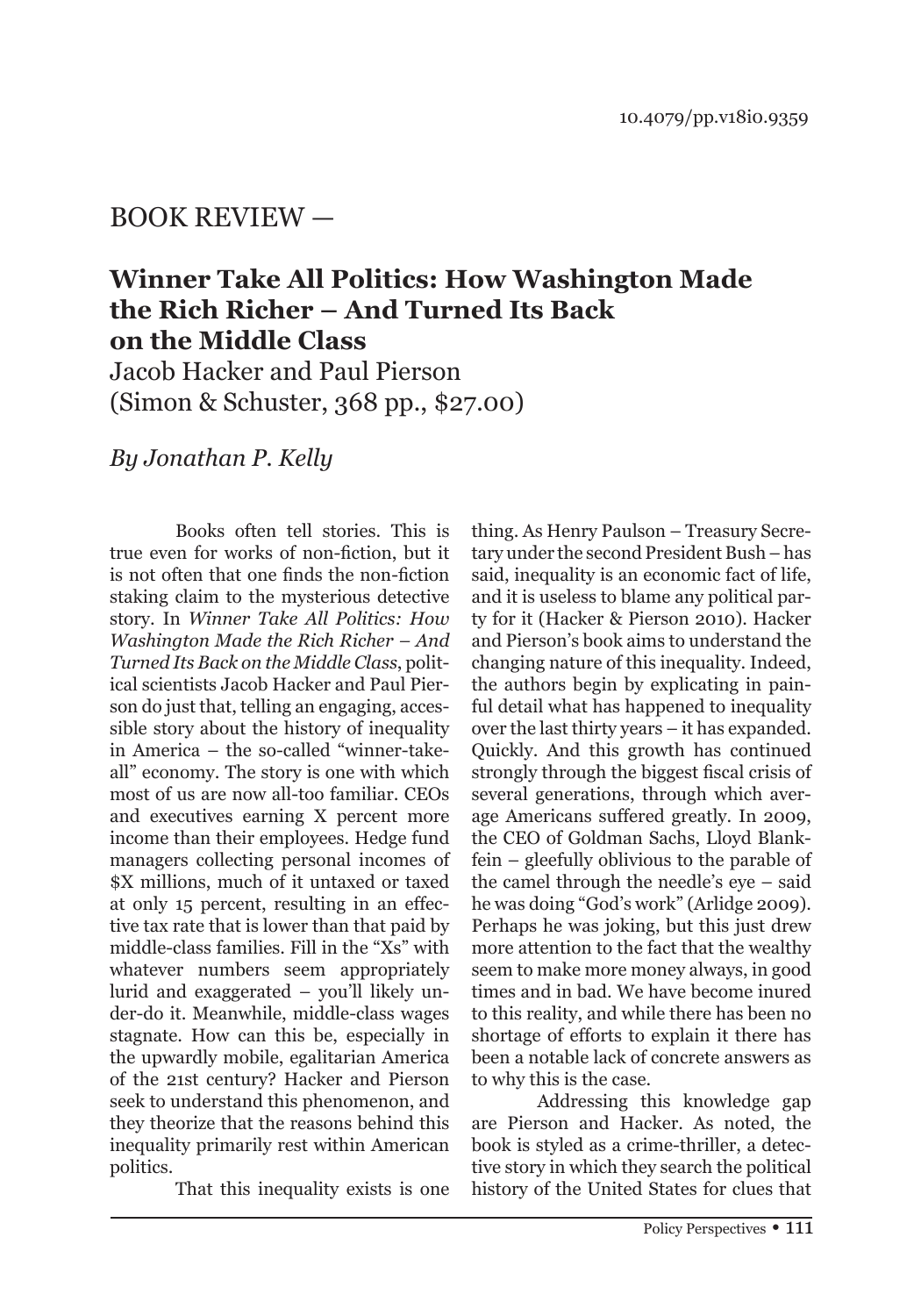10.4079/pp.v18i0.9359

# BOOK REVIEW —

## Winner Take All Politics: How Washington Made the Rich Richer – And Turned Its Back on the Middle Class

Jacob Hacker and Paul Pierson
(Simon & Schuster, 368 pp., $27.00)

*By Jonathan P. Kelly*

Books often tell stories. This is true even for works of non-fiction, but it is not often that one finds the non-fiction staking claim to the mysterious detective story. In *Winner Take All Politics: How Washington Made the Rich Richer – And Turned Its Back on the Middle Class*, political scientists Jacob Hacker and Paul Pierson do just that, telling an engaging, accessible story about the history of inequality in America – the so-called "winner-take-all" economy. The story is one with which most of us are now all-too familiar. CEOs and executives earning X percent more income than their employees. Hedge fund managers collecting personal incomes of $X millions, much of it untaxed or taxed at only 15 percent, resulting in an effective tax rate that is lower than that paid by middle-class families. Fill in the "Xs" with whatever numbers seem appropriately lurid and exaggerated – you'll likely under-do it. Meanwhile, middle-class wages stagnate. How can this be, especially in the upwardly mobile, egalitarian America of the 21st century? Hacker and Pierson seek to understand this phenomenon, and they theorize that the reasons behind this inequality primarily rest within American politics.

That this inequality exists is one thing. As Henry Paulson – Treasury Secretary under the second President Bush – has said, inequality is an economic fact of life, and it is useless to blame any political party for it (Hacker & Pierson 2010). Hacker and Pierson's book aims to understand the changing nature of this inequality. Indeed, the authors begin by explicating in painful detail what has happened to inequality over the last thirty years – it has expanded. Quickly. And this growth has continued strongly through the biggest fiscal crisis of several generations, through which average Americans suffered greatly. In 2009, the CEO of Goldman Sachs, Lloyd Blankfein – gleefully oblivious to the parable of the camel through the needle's eye – said he was doing "God's work" (Arlidge 2009). Perhaps he was joking, but this just drew more attention to the fact that the wealthy seem to make more money always, in good times and in bad. We have become inured to this reality, and while there has been no shortage of efforts to explain it there has been a notable lack of concrete answers as to why this is the case.

Addressing this knowledge gap are Pierson and Hacker. As noted, the book is styled as a crime-thriller, a detective story in which they search the political history of the United States for clues that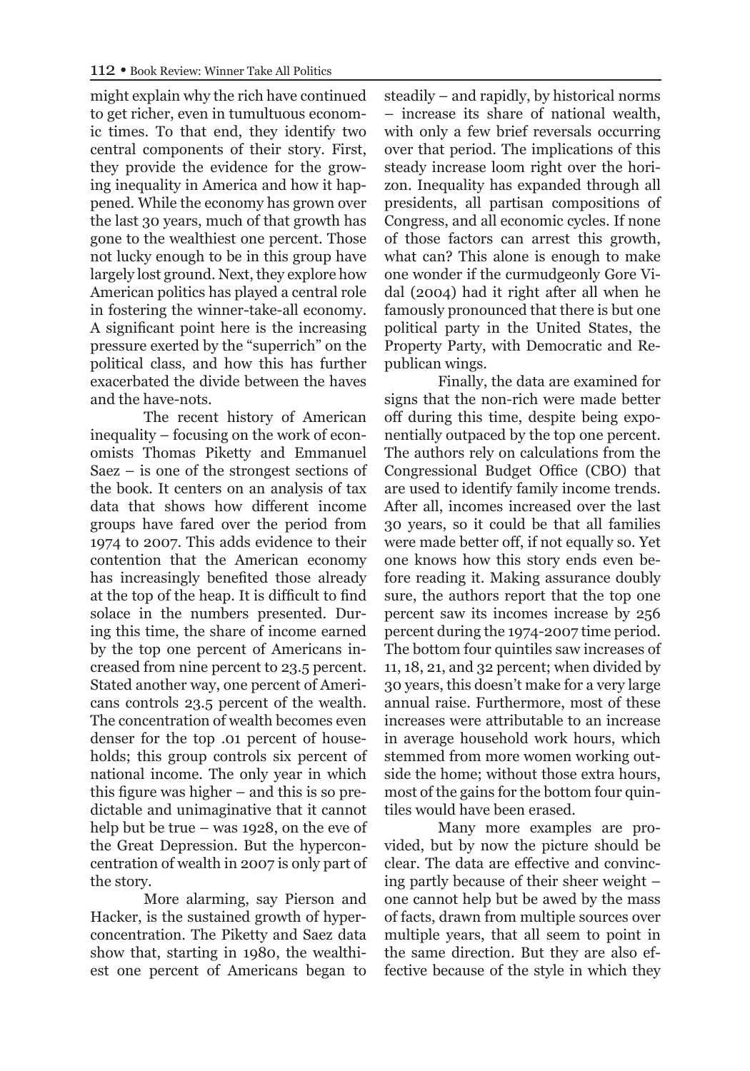might explain why the rich have continued to get richer, even in tumultuous economic times. To that end, they identify two central components of their story. First, they provide the evidence for the growing inequality in America and how it happened. While the economy has grown over the last 30 years, much of that growth has gone to the wealthiest one percent. Those not lucky enough to be in this group have largely lost ground. Next, they explore how American politics has played a central role in fostering the winner-take-all economy. A significant point here is the increasing pressure exerted by the "superrich" on the political class, and how this has further exacerbated the divide between the haves and the have-nots.

The recent history of American inequality – focusing on the work of economists Thomas Piketty and Emmanuel Saez – is one of the strongest sections of the book. It centers on an analysis of tax data that shows how different income groups have fared over the period from 1974 to 2007. This adds evidence to their contention that the American economy has increasingly benefited those already at the top of the heap. It is difficult to find solace in the numbers presented. During this time, the share of income earned by the top one percent of Americans increased from nine percent to 23.5 percent. Stated another way, one percent of Americans controls 23.5 percent of the wealth. The concentration of wealth becomes even denser for the top .01 percent of households; this group controls six percent of national income. The only year in which this figure was higher – and this is so predictable and unimaginative that it cannot help but be true – was 1928, on the eve of the Great Depression. But the hyperconcentration of wealth in 2007 is only part of the story.

More alarming, say Pierson and Hacker, is the sustained growth of hyperconcentration. The Piketty and Saez data show that, starting in 1980, the wealthiest one percent of Americans began to steadily – and rapidly, by historical norms – increase its share of national wealth, with only a few brief reversals occurring over that period. The implications of this steady increase loom right over the horizon. Inequality has expanded through all presidents, all partisan compositions of Congress, and all economic cycles. If none of those factors can arrest this growth, what can? This alone is enough to make one wonder if the curmudgeonly Gore Vidal (2004) had it right after all when he famously pronounced that there is but one political party in the United States, the Property Party, with Democratic and Republican wings.

Finally, the data are examined for signs that the non-rich were made better off during this time, despite being exponentially outpaced by the top one percent. The authors rely on calculations from the Congressional Budget Office (CBO) that are used to identify family income trends. After all, incomes increased over the last 30 years, so it could be that all families were made better off, if not equally so. Yet one knows how this story ends even before reading it. Making assurance doubly sure, the authors report that the top one percent saw its incomes increase by 256 percent during the 1974-2007 time period. The bottom four quintiles saw increases of 11, 18, 21, and 32 percent; when divided by 30 years, this doesn't make for a very large annual raise. Furthermore, most of these increases were attributable to an increase in average household work hours, which stemmed from more women working outside the home; without those extra hours, most of the gains for the bottom four quintiles would have been erased.

Many more examples are provided, but by now the picture should be clear. The data are effective and convincing partly because of their sheer weight – one cannot help but be awed by the mass of facts, drawn from multiple sources over multiple years, that all seem to point in the same direction. But they are also effective because of the style in which they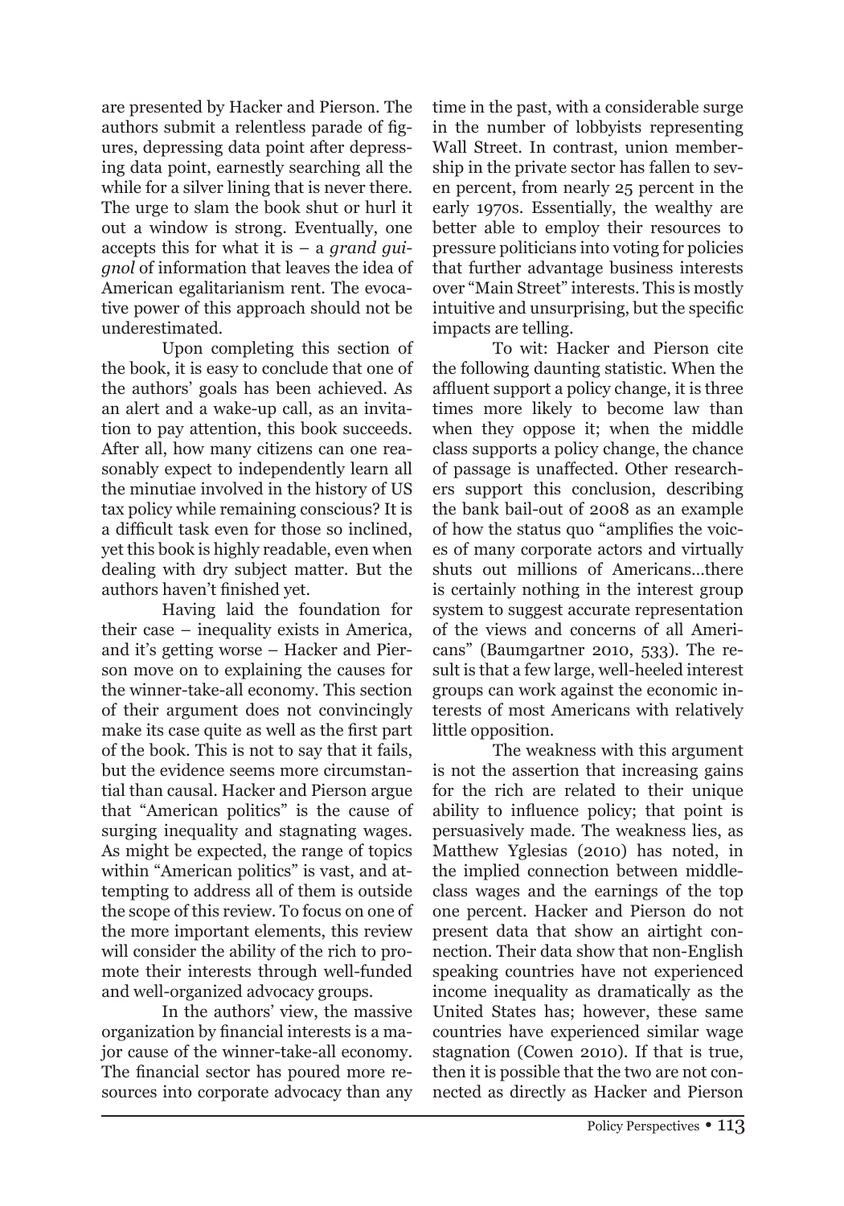are presented by Hacker and Pierson. The authors submit a relentless parade of figures, depressing data point after depressing data point, earnestly searching all the while for a silver lining that is never there. The urge to slam the book shut or hurl it out a window is strong. Eventually, one accepts this for what it is – a *grand guignol* of information that leaves the idea of American egalitarianism rent. The evocative power of this approach should not be underestimated.

Upon completing this section of the book, it is easy to conclude that one of the authors' goals has been achieved. As an alert and a wake-up call, as an invitation to pay attention, this book succeeds. After all, how many citizens can one reasonably expect to independently learn all the minutiae involved in the history of US tax policy while remaining conscious? It is a difficult task even for those so inclined, yet this book is highly readable, even when dealing with dry subject matter. But the authors haven't finished yet.

Having laid the foundation for their case – inequality exists in America, and it's getting worse – Hacker and Pierson move on to explaining the causes for the winner-take-all economy. This section of their argument does not convincingly make its case quite as well as the first part of the book. This is not to say that it fails, but the evidence seems more circumstantial than causal. Hacker and Pierson argue that "American politics" is the cause of surging inequality and stagnating wages. As might be expected, the range of topics within "American politics" is vast, and attempting to address all of them is outside the scope of this review. To focus on one of the more important elements, this review will consider the ability of the rich to promote their interests through well-funded and well-organized advocacy groups.

In the authors' view, the massive organization by financial interests is a major cause of the winner-take-all economy. The financial sector has poured more resources into corporate advocacy than any time in the past, with a considerable surge in the number of lobbyists representing Wall Street. In contrast, union membership in the private sector has fallen to seven percent, from nearly 25 percent in the early 1970s. Essentially, the wealthy are better able to employ their resources to pressure politicians into voting for policies that further advantage business interests over "Main Street" interests. This is mostly intuitive and unsurprising, but the specific impacts are telling.

To wit: Hacker and Pierson cite the following daunting statistic. When the affluent support a policy change, it is three times more likely to become law than when they oppose it; when the middle class supports a policy change, the chance of passage is unaffected. Other researchers support this conclusion, describing the bank bail-out of 2008 as an example of how the status quo "amplifies the voices of many corporate actors and virtually shuts out millions of Americans…there is certainly nothing in the interest group system to suggest accurate representation of the views and concerns of all Americans" (Baumgartner 2010, 533). The result is that a few large, well-heeled interest groups can work against the economic interests of most Americans with relatively little opposition.

The weakness with this argument is not the assertion that increasing gains for the rich are related to their unique ability to influence policy; that point is persuasively made. The weakness lies, as Matthew Yglesias (2010) has noted, in the implied connection between middle-class wages and the earnings of the top one percent. Hacker and Pierson do not present data that show an airtight connection. Their data show that non-English speaking countries have not experienced income inequality as dramatically as the United States has; however, these same countries have experienced similar wage stagnation (Cowen 2010). If that is true, then it is possible that the two are not connected as directly as Hacker and Pierson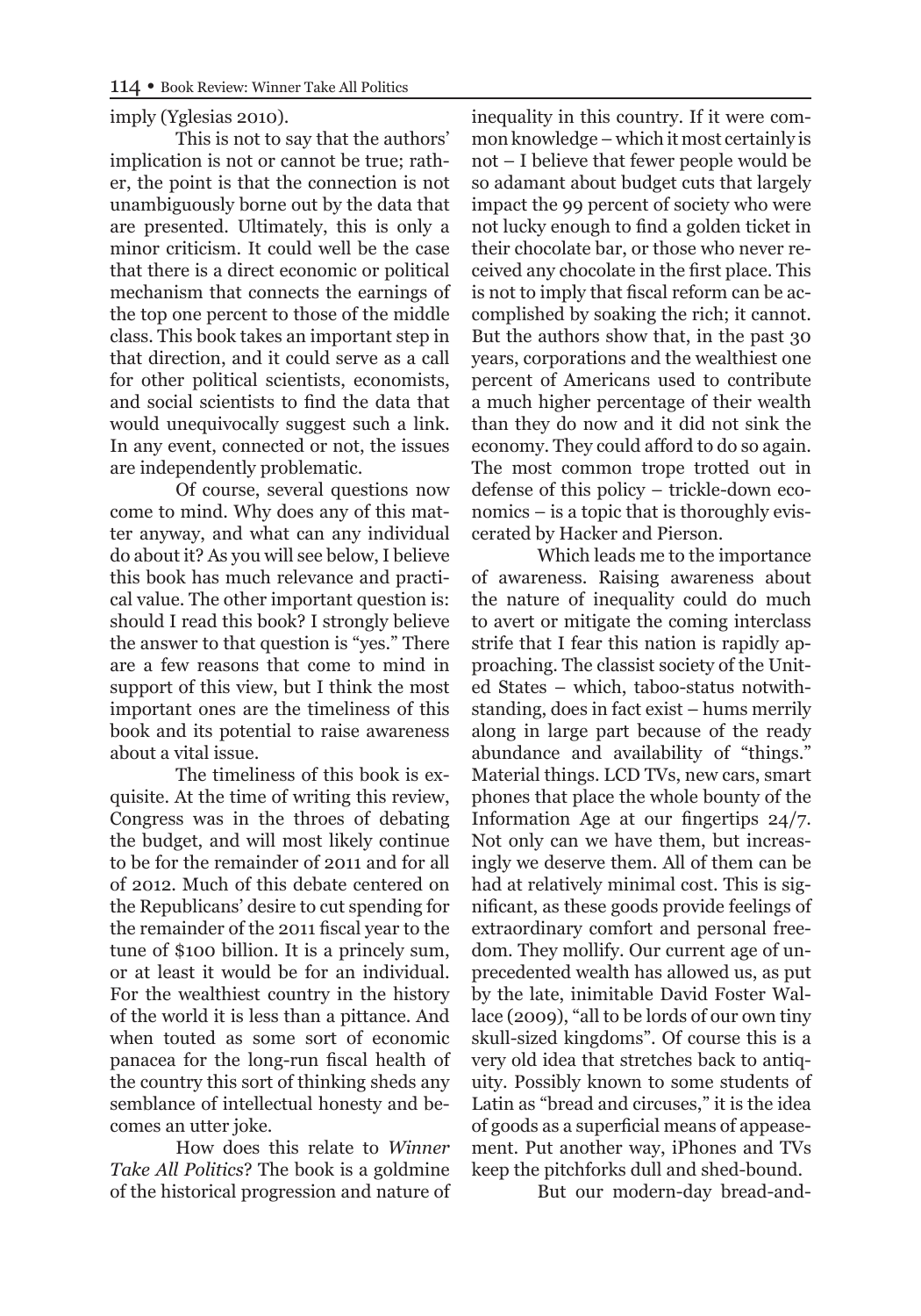imply (Yglesias 2010).

This is not to say that the authors' implication is not or cannot be true; rather, the point is that the connection is not unambiguously borne out by the data that are presented. Ultimately, this is only a minor criticism. It could well be the case that there is a direct economic or political mechanism that connects the earnings of the top one percent to those of the middle class. This book takes an important step in that direction, and it could serve as a call for other political scientists, economists, and social scientists to find the data that would unequivocally suggest such a link. In any event, connected or not, the issues are independently problematic.

Of course, several questions now come to mind. Why does any of this matter anyway, and what can any individual do about it? As you will see below, I believe this book has much relevance and practical value. The other important question is: should I read this book? I strongly believe the answer to that question is "yes." There are a few reasons that come to mind in support of this view, but I think the most important ones are the timeliness of this book and its potential to raise awareness about a vital issue.

The timeliness of this book is exquisite. At the time of writing this review, Congress was in the throes of debating the budget, and will most likely continue to be for the remainder of 2011 and for all of 2012. Much of this debate centered on the Republicans' desire to cut spending for the remainder of the 2011 fiscal year to the tune of $100 billion. It is a princely sum, or at least it would be for an individual. For the wealthiest country in the history of the world it is less than a pittance. And when touted as some sort of economic panacea for the long-run fiscal health of the country this sort of thinking sheds any semblance of intellectual honesty and becomes an utter joke.

How does this relate to *Winner Take All Politics*? The book is a goldmine of the historical progression and nature of inequality in this country. If it were common knowledge – which it most certainly is not – I believe that fewer people would be so adamant about budget cuts that largely impact the 99 percent of society who were not lucky enough to find a golden ticket in their chocolate bar, or those who never received any chocolate in the first place. This is not to imply that fiscal reform can be accomplished by soaking the rich; it cannot. But the authors show that, in the past 30 years, corporations and the wealthiest one percent of Americans used to contribute a much higher percentage of their wealth than they do now and it did not sink the economy. They could afford to do so again. The most common trope trotted out in defense of this policy – trickle-down economics – is a topic that is thoroughly eviscerated by Hacker and Pierson.

Which leads me to the importance of awareness. Raising awareness about the nature of inequality could do much to avert or mitigate the coming interclass strife that I fear this nation is rapidly approaching. The classist society of the United States – which, taboo-status notwithstanding, does in fact exist – hums merrily along in large part because of the ready abundance and availability of "things." Material things. LCD TVs, new cars, smart phones that place the whole bounty of the Information Age at our fingertips 24/7. Not only can we have them, but increasingly we deserve them. All of them can be had at relatively minimal cost. This is significant, as these goods provide feelings of extraordinary comfort and personal freedom. They mollify. Our current age of unprecedented wealth has allowed us, as put by the late, inimitable David Foster Wallace (2009), "all to be lords of our own tiny skull-sized kingdoms". Of course this is a very old idea that stretches back to antiquity. Possibly known to some students of Latin as "bread and circuses," it is the idea of goods as a superficial means of appeasement. Put another way, iPhones and TVs keep the pitchforks dull and shed-bound.

But our modern-day bread-and-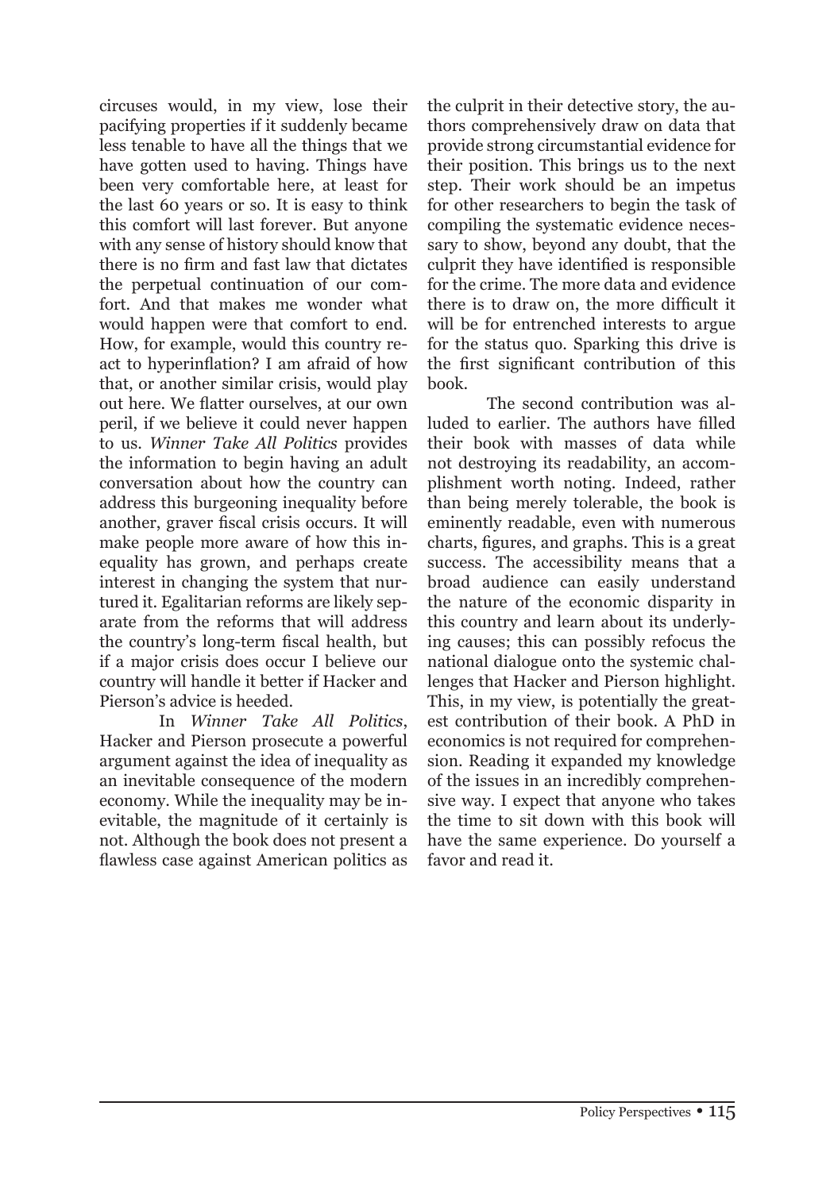circuses would, in my view, lose their pacifying properties if it suddenly became less tenable to have all the things that we have gotten used to having. Things have been very comfortable here, at least for the last 60 years or so. It is easy to think this comfort will last forever. But anyone with any sense of history should know that there is no firm and fast law that dictates the perpetual continuation of our comfort. And that makes me wonder what would happen were that comfort to end. How, for example, would this country react to hyperinflation? I am afraid of how that, or another similar crisis, would play out here. We flatter ourselves, at our own peril, if we believe it could never happen to us. *Winner Take All Politics* provides the information to begin having an adult conversation about how the country can address this burgeoning inequality before another, graver fiscal crisis occurs. It will make people more aware of how this inequality has grown, and perhaps create interest in changing the system that nurtured it. Egalitarian reforms are likely separate from the reforms that will address the country's long-term fiscal health, but if a major crisis does occur I believe our country will handle it better if Hacker and Pierson's advice is heeded.

In *Winner Take All Politics*, Hacker and Pierson prosecute a powerful argument against the idea of inequality as an inevitable consequence of the modern economy. While the inequality may be inevitable, the magnitude of it certainly is not. Although the book does not present a flawless case against American politics as the culprit in their detective story, the authors comprehensively draw on data that provide strong circumstantial evidence for their position. This brings us to the next step. Their work should be an impetus for other researchers to begin the task of compiling the systematic evidence necessary to show, beyond any doubt, that the culprit they have identified is responsible for the crime. The more data and evidence there is to draw on, the more difficult it will be for entrenched interests to argue for the status quo. Sparking this drive is the first significant contribution of this book.

The second contribution was alluded to earlier. The authors have filled their book with masses of data while not destroying its readability, an accomplishment worth noting. Indeed, rather than being merely tolerable, the book is eminently readable, even with numerous charts, figures, and graphs. This is a great success. The accessibility means that a broad audience can easily understand the nature of the economic disparity in this country and learn about its underlying causes; this can possibly refocus the national dialogue onto the systemic challenges that Hacker and Pierson highlight. This, in my view, is potentially the greatest contribution of their book. A PhD in economics is not required for comprehension. Reading it expanded my knowledge of the issues in an incredibly comprehensive way. I expect that anyone who takes the time to sit down with this book will have the same experience. Do yourself a favor and read it.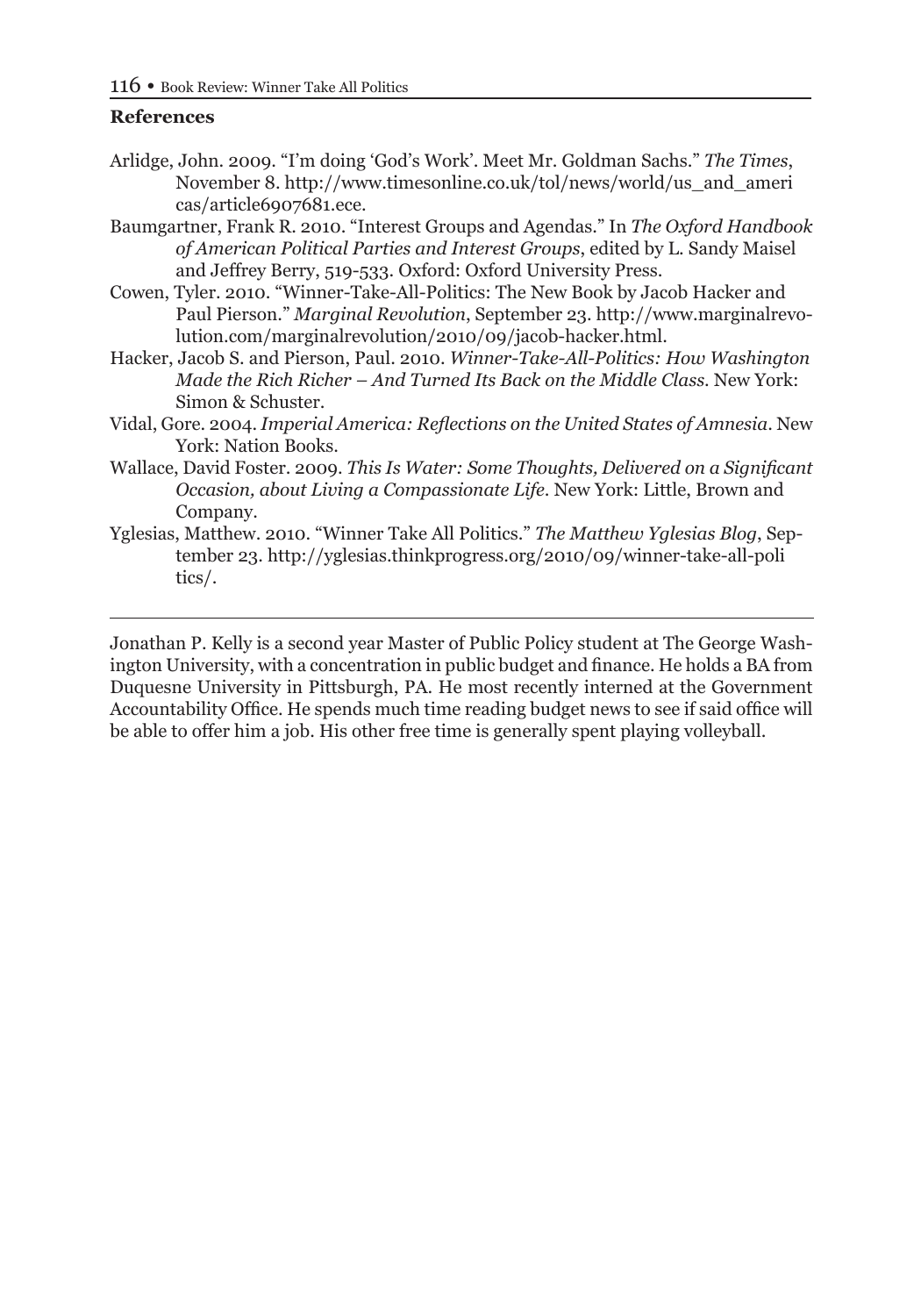**References**

Arlidge, John. 2009. "I'm doing 'God's Work'. Meet Mr. Goldman Sachs." *The Times*, November 8. http://www.timesonline.co.uk/tol/news/world/us_and_americas/article6907681.ece.

Baumgartner, Frank R. 2010. "Interest Groups and Agendas." In *The Oxford Handbook of American Political Parties and Interest Groups*, edited by L. Sandy Maisel and Jeffrey Berry, 519-533. Oxford: Oxford University Press.

Cowen, Tyler. 2010. "Winner-Take-All-Politics: The New Book by Jacob Hacker and Paul Pierson." *Marginal Revolution*, September 23. http://www.marginalrevolution.com/marginalrevolution/2010/09/jacob-hacker.html.

Hacker, Jacob S. and Pierson, Paul. 2010. *Winner-Take-All-Politics: How Washington Made the Rich Richer – And Turned Its Back on the Middle Class*. New York: Simon & Schuster.

Vidal, Gore. 2004. *Imperial America: Reflections on the United States of Amnesia*. New York: Nation Books.

Wallace, David Foster. 2009. *This Is Water: Some Thoughts, Delivered on a Significant Occasion, about Living a Compassionate Life*. New York: Little, Brown and Company.

Yglesias, Matthew. 2010. "Winner Take All Politics." *The Matthew Yglesias Blog*, September 23. http://yglesias.thinkprogress.org/2010/09/winner-take-all-politics/.

---

Jonathan P. Kelly is a second year Master of Public Policy student at The George Washington University, with a concentration in public budget and finance. He holds a BA from Duquesne University in Pittsburgh, PA. He most recently interned at the Government Accountability Office. He spends much time reading budget news to see if said office will be able to offer him a job. His other free time is generally spent playing volleyball.